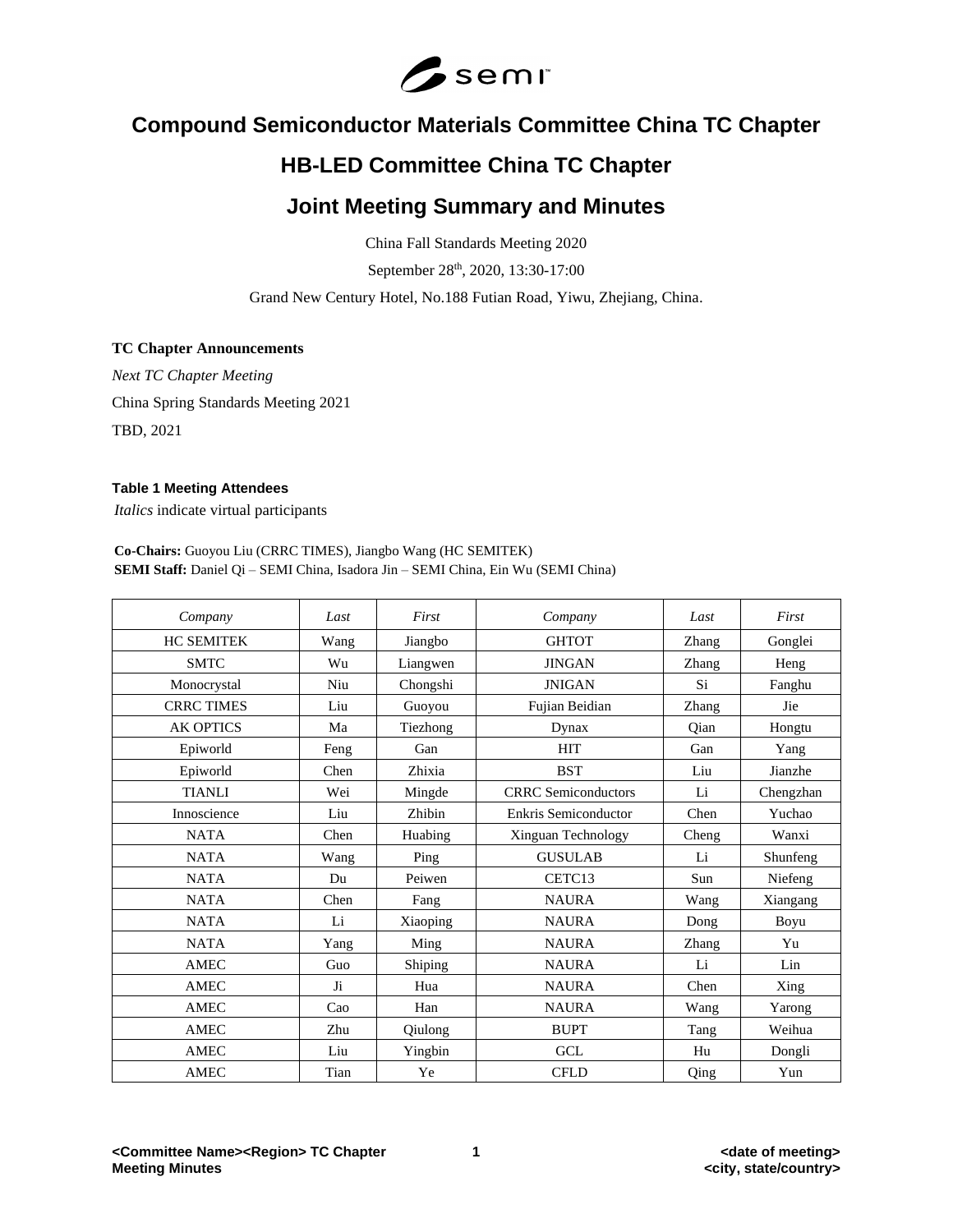# Compound Semiconductor Materials Committee China TC Chapter

# HB-LED Committee China TC Chapter

# Joint Meeting Summary and Minutes

China Fall Standards Meeting 2020

September 28th, 2020, 13:30-17:00

Grand New Century Hotel, No.188 Futian Road, Yiwu, Zhejiang, China.

**TC Chapter Announcements**

*Next TC Chapter Meeting*

China Spring Standards Meeting 2021

TBD, 2021

**Table 1 Meeting Attendees**

*Italics* indicate virtual participants

**Co-Chairs:** Guoyou Liu (CRRC TIMES), Jiangbo Wang (HC SEMITEK)
**SEMI Staff:** Daniel Qi – SEMI China, Isadora Jin – SEMI China, Ein Wu (SEMI China)

| *Company* | *Last* | *First* | *Company* | *Last* | *First* |
|---|---|---|---|---|---|
| HC SEMITEK | Wang | Jiangbo | GHTOT | Zhang | Gonglei |
| SMTC | Wu | Liangwen | JINGAN | Zhang | Heng |
| Monocrystal | Niu | Chongshi | JNIGAN | Si | Fanghu |
| CRRC TIMES | Liu | Guoyou | Fujian Beidian | Zhang | Jie |
| AK OPTICS | Ma | Tiezhong | Dynax | Qian | Hongtu |
| Epiworld | Feng | Gan | HIT | Gan | Yang |
| Epiworld | Chen | Zhixia | BST | Liu | Jianzhe |
| TIANLI | Wei | Mingde | CRRC Semiconductors | Li | Chengzhan |
| Innoscience | Liu | Zhibin | Enkris Semiconductor | Chen | Yuchao |
| NATA | Chen | Huabing | Xinguan Technology | Cheng | Wanxi |
| NATA | Wang | Ping | GUSULAB | Li | Shunfeng |
| NATA | Du | Peiwen | CETC13 | Sun | Niefeng |
| NATA | Chen | Fang | NAURA | Wang | Xiangang |
| NATA | Li | Xiaoping | NAURA | Dong | Boyu |
| NATA | Yang | Ming | NAURA | Zhang | Yu |
| AMEC | Guo | Shiping | NAURA | Li | Lin |
| AMEC | Ji | Hua | NAURA | Chen | Xing |
| AMEC | Cao | Han | NAURA | Wang | Yarong |
| AMEC | Zhu | Qiulong | BUPT | Tang | Weihua |
| AMEC | Liu | Yingbin | GCL | Hu | Dongli |
| AMEC | Tian | Ye | CFLD | Qing | Yun |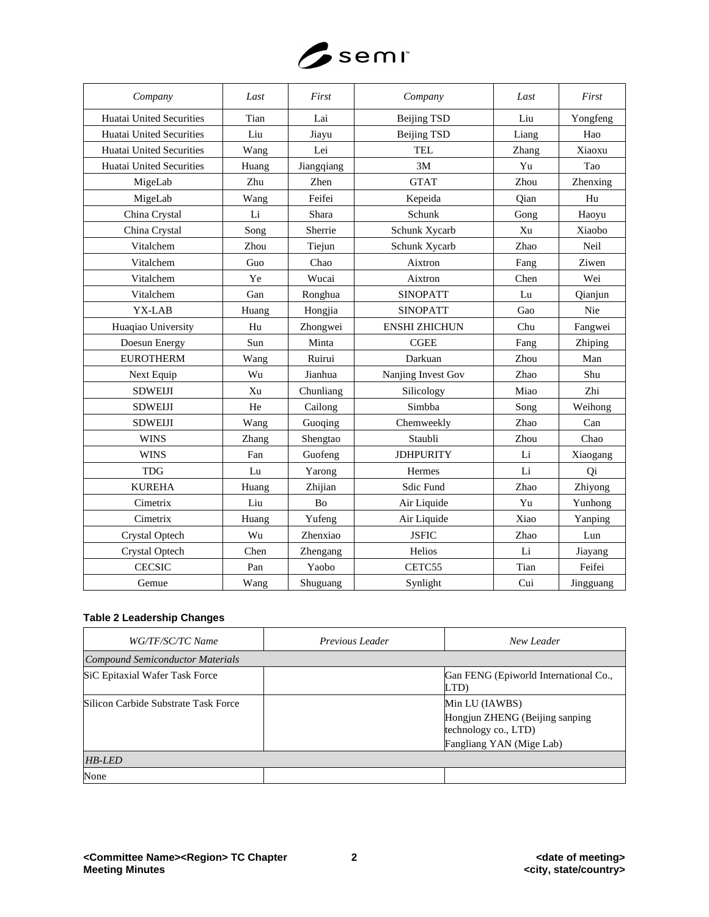| *Company* | *Last* | *First* | *Company* | *Last* | *First* |
|---|---|---|---|---|---|
| Huatai United Securities | Tian | Lai | Beijing TSD | Liu | Yongfeng |
| Huatai United Securities | Liu | Jiayu | Beijing TSD | Liang | Hao |
| Huatai United Securities | Wang | Lei | TEL | Zhang | Xiaoxu |
| Huatai United Securities | Huang | Jiangqiang | 3M | Yu | Tao |
| MigeLab | Zhu | Zhen | GTAT | Zhou | Zhenxing |
| MigeLab | Wang | Feifei | Kepeida | Qian | Hu |
| China Crystal | Li | Shara | Schunk | Gong | Haoyu |
| China Crystal | Song | Sherrie | Schunk Xycarb | Xu | Xiaobo |
| Vitalchem | Zhou | Tiejun | Schunk Xycarb | Zhao | Neil |
| Vitalchem | Guo | Chao | Aixtron | Fang | Ziwen |
| Vitalchem | Ye | Wucai | Aixtron | Chen | Wei |
| Vitalchem | Gan | Ronghua | SINOPATT | Lu | Qianjun |
| YX-LAB | Huang | Hongjia | SINOPATT | Gao | Nie |
| Huaqiao University | Hu | Zhongwei | ENSHI ZHICHUN | Chu | Fangwei |
| Doesun Energy | Sun | Minta | CGEE | Fang | Zhiping |
| EUROTHERM | Wang | Ruirui | Darkuan | Zhou | Man |
| Next Equip | Wu | Jianhua | Nanjing Invest Gov | Zhao | Shu |
| SDWEIJI | Xu | Chunliang | Silicology | Miao | Zhi |
| SDWEIJI | He | Cailong | Simbba | Song | Weihong |
| SDWEIJI | Wang | Guoqing | Chemweekly | Zhao | Can |
| WINS | Zhang | Shengtao | Staubli | Zhou | Chao |
| WINS | Fan | Guofeng | JDHPURITY | Li | Xiaogang |
| TDG | Lu | Yarong | Hermes | Li | Qi |
| KUREHA | Huang | Zhijian | Sdic Fund | Zhao | Zhiyong |
| Cimetrix | Liu | Bo | Air Liquide | Yu | Yunhong |
| Cimetrix | Huang | Yufeng | Air Liquide | Xiao | Yanping |
| Crystal Optech | Wu | Zhenxiao | JSFIC | Zhao | Lun |
| Crystal Optech | Chen | Zhengang | Helios | Li | Jiayang |
| CECSIC | Pan | Yaobo | CETC55 | Tian | Feifei |
| Gemue | Wang | Shuguang | Synlight | Cui | Jingguang |

**Table 2 Leadership Changes**

| *WG/TF/SC/TC Name* | *Previous Leader* | *New Leader* |
|---|---|---|
| *Compound Semiconductor Materials* | | |
| SiC Epitaxial Wafer Task Force | | Gan FENG (Epiworld International Co., LTD) |
| Silicon Carbide Substrate Task Force | | Min LU (IAWBS)<br>Hongjun ZHENG (Beijing sanping technology co., LTD)<br>Fangliang YAN (Mige Lab) |
| *HB-LED* | | |
| None | | |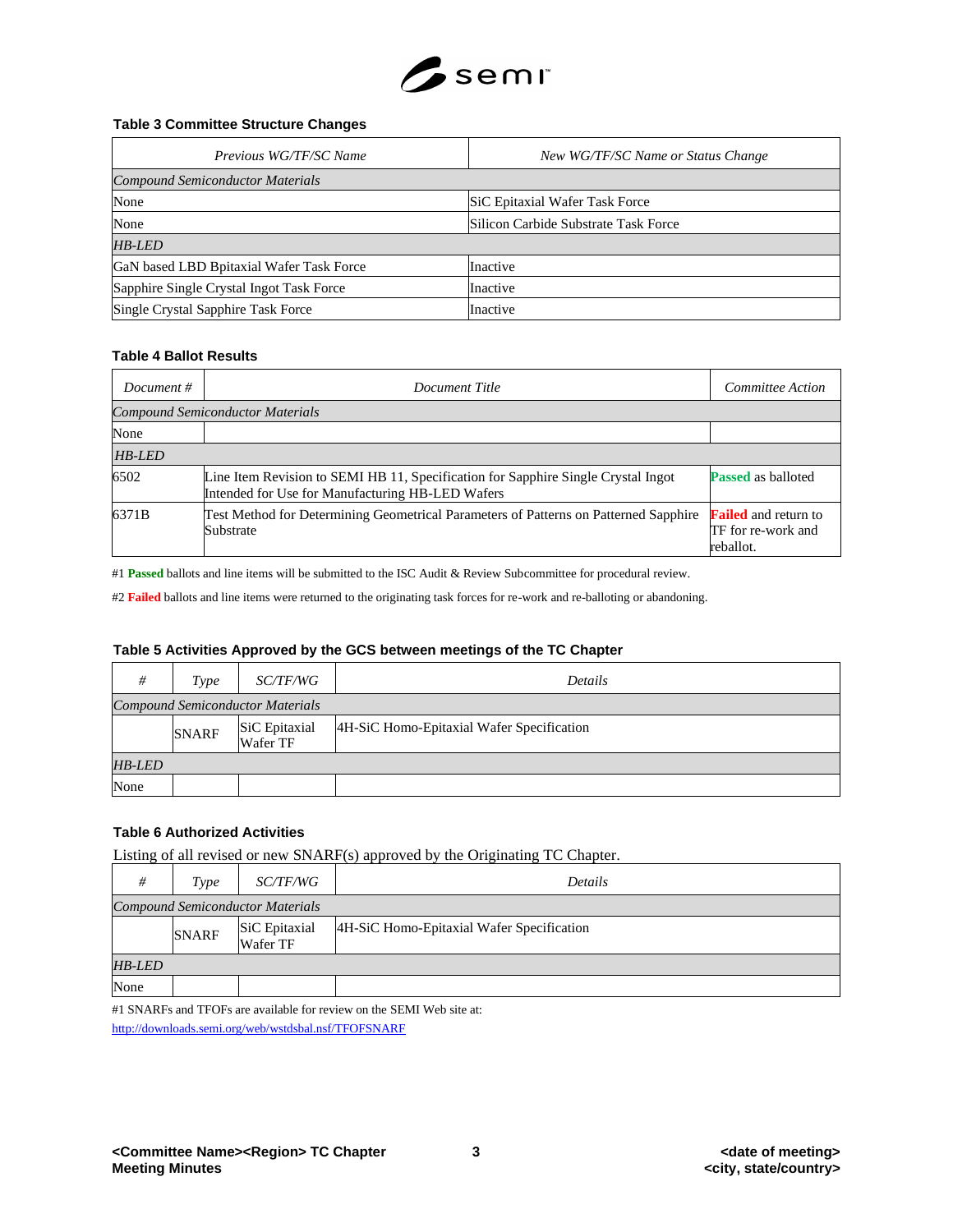### Table 3 Committee Structure Changes

| *Previous WG/TF/SC Name* | *New WG/TF/SC Name or Status Change* |
|---|---|
| *Compound Semiconductor Materials* | |
| None | SiC Epitaxial Wafer Task Force |
| None | Silicon Carbide Substrate Task Force |
| *HB-LED* | |
| GaN based LBD Bpitaxial Wafer Task Force | Inactive |
| Sapphire Single Crystal Ingot Task Force | Inactive |
| Single Crystal Sapphire Task Force | Inactive |

### Table 4 Ballot Results

| *Document #* | *Document Title* | *Committee Action* |
|---|---|---|
| *Compound Semiconductor Materials* | | |
| None | | |
| *HB-LED* | | |
| 6502 | Line Item Revision to SEMI HB 11, Specification for Sapphire Single Crystal Ingot Intended for Use for Manufacturing HB-LED Wafers | **Passed** as balloted |
| 6371B | Test Method for Determining Geometrical Parameters of Patterns on Patterned Sapphire Substrate | **Failed** and return to TF for re-work and reballot. |

#1 **Passed** ballots and line items will be submitted to the ISC Audit & Review Subcommittee for procedural review.

#2 **Failed** ballots and line items were returned to the originating task forces for re-work and re-balloting or abandoning.

### Table 5 Activities Approved by the GCS between meetings of the TC Chapter

| *#* | *Type* | *SC/TF/WG* | *Details* |
|---|---|---|---|
| *Compound Semiconductor Materials* | | | |
| | SNARF | SiC Epitaxial Wafer TF | 4H-SiC Homo-Epitaxial Wafer Specification |
| *HB-LED* | | | |
| None | | | |

### Table 6 Authorized Activities

Listing of all revised or new SNARF(s) approved by the Originating TC Chapter.

| *#* | *Type* | *SC/TF/WG* | *Details* |
|---|---|---|---|
| *Compound Semiconductor Materials* | | | |
| | SNARF | SiC Epitaxial Wafer TF | 4H-SiC Homo-Epitaxial Wafer Specification |
| *HB-LED* | | | |
| None | | | |

#1 SNARFs and TFOFs are available for review on the SEMI Web site at:
http://downloads.semi.org/web/wstdsbal.nsf/TFOFSNARF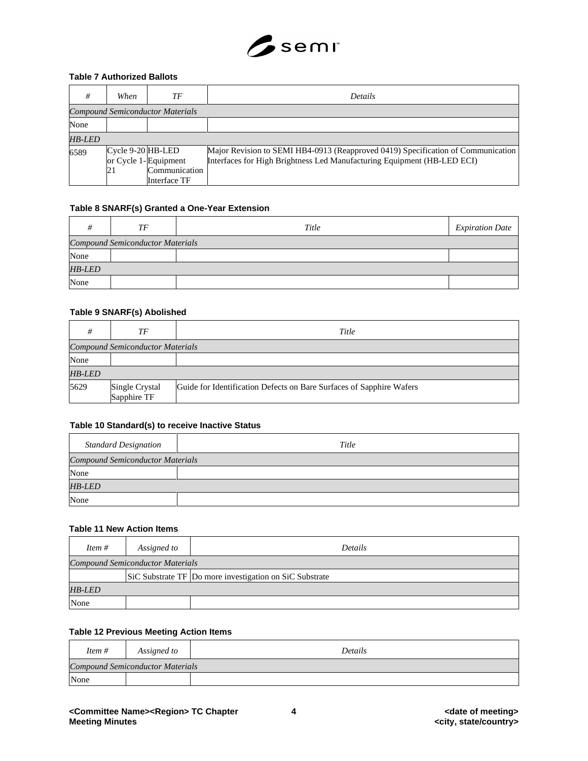**Table 7 Authorized Ballots**

| # | When | TF | Details |
|---|---|---|---|
| *Compound Semiconductor Materials* | | | |
| None | | | |
| *HB-LED* | | | |
| 6589 | Cycle 9-20 or Cycle 1-21 | HB-LED Equipment Communication Interface TF | Major Revision to SEMI HB4-0913 (Reapproved 0419) Specification of Communication Interfaces for High Brightness Led Manufacturing Equipment (HB-LED ECI) |

**Table 8 SNARF(s) Granted a One-Year Extension**

| # | TF | Title | Expiration Date |
|---|---|---|---|
| *Compound Semiconductor Materials* | | | |
| None | | | |
| *HB-LED* | | | |
| None | | | |

**Table 9 SNARF(s) Abolished**

| # | TF | Title |
|---|---|---|
| *Compound Semiconductor Materials* | | |
| None | | |
| *HB-LED* | | |
| 5629 | Single Crystal Sapphire TF | Guide for Identification Defects on Bare Surfaces of Sapphire Wafers |

**Table 10 Standard(s) to receive Inactive Status**

| Standard Designation | Title |
|---|---|
| *Compound Semiconductor Materials* | |
| None | |
| *HB-LED* | |
| None | |

**Table 11 New Action Items**

| Item # | Assigned to | Details |
|---|---|---|
| *Compound Semiconductor Materials* | | |
| | SiC Substrate TF | Do more investigation on SiC Substrate |
| *HB-LED* | | |
| None | | |

**Table 12 Previous Meeting Action Items**

| Item # | Assigned to | Details |
|---|---|---|
| *Compound Semiconductor Materials* | | |
| None | | |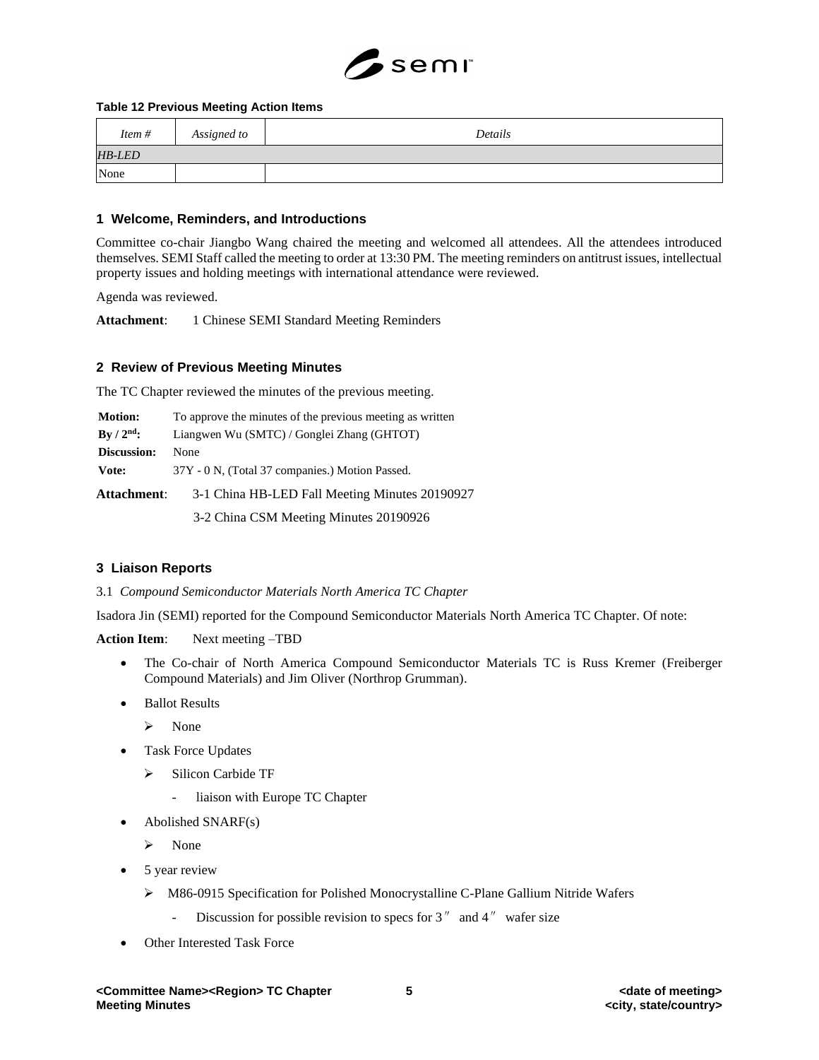**Table 12 Previous Meeting Action Items**

| *Item #* | *Assigned to* | *Details* |
|---|---|---|
| *HB-LED* | | |
| None | | |

## 1 Welcome, Reminders, and Introductions

Committee co-chair Jiangbo Wang chaired the meeting and welcomed all attendees. All the attendees introduced themselves. SEMI Staff called the meeting to order at 13:30 PM. The meeting reminders on antitrust issues, intellectual property issues and holding meetings with international attendance were reviewed.

Agenda was reviewed.

**Attachment**: 1 Chinese SEMI Standard Meeting Reminders

## 2 Review of Previous Meeting Minutes

The TC Chapter reviewed the minutes of the previous meeting.

**Motion:** To approve the minutes of the previous meeting as written
**By / 2nd:** Liangwen Wu (SMTC) / Gonglei Zhang (GHTOT)
**Discussion:** None
**Vote:** 37Y - 0 N, (Total 37 companies.) Motion Passed.

**Attachment**: 3-1 China HB-LED Fall Meeting Minutes 20190927

3-2 China CSM Meeting Minutes 20190926

## 3 Liaison Reports

3.1 *Compound Semiconductor Materials North America TC Chapter*

Isadora Jin (SEMI) reported for the Compound Semiconductor Materials North America TC Chapter. Of note:

**Action Item**: Next meeting –TBD

- The Co-chair of North America Compound Semiconductor Materials TC is Russ Kremer (Freiberger Compound Materials) and Jim Oliver (Northrop Grumman).
- Ballot Results
  - None
- Task Force Updates
  - Silicon Carbide TF
    - liaison with Europe TC Chapter
- Abolished SNARF(s)
  - None
- 5 year review
  - M86-0915 Specification for Polished Monocrystalline C-Plane Gallium Nitride Wafers
    - Discussion for possible revision to specs for 3〞 and 4〞 wafer size
- Other Interested Task Force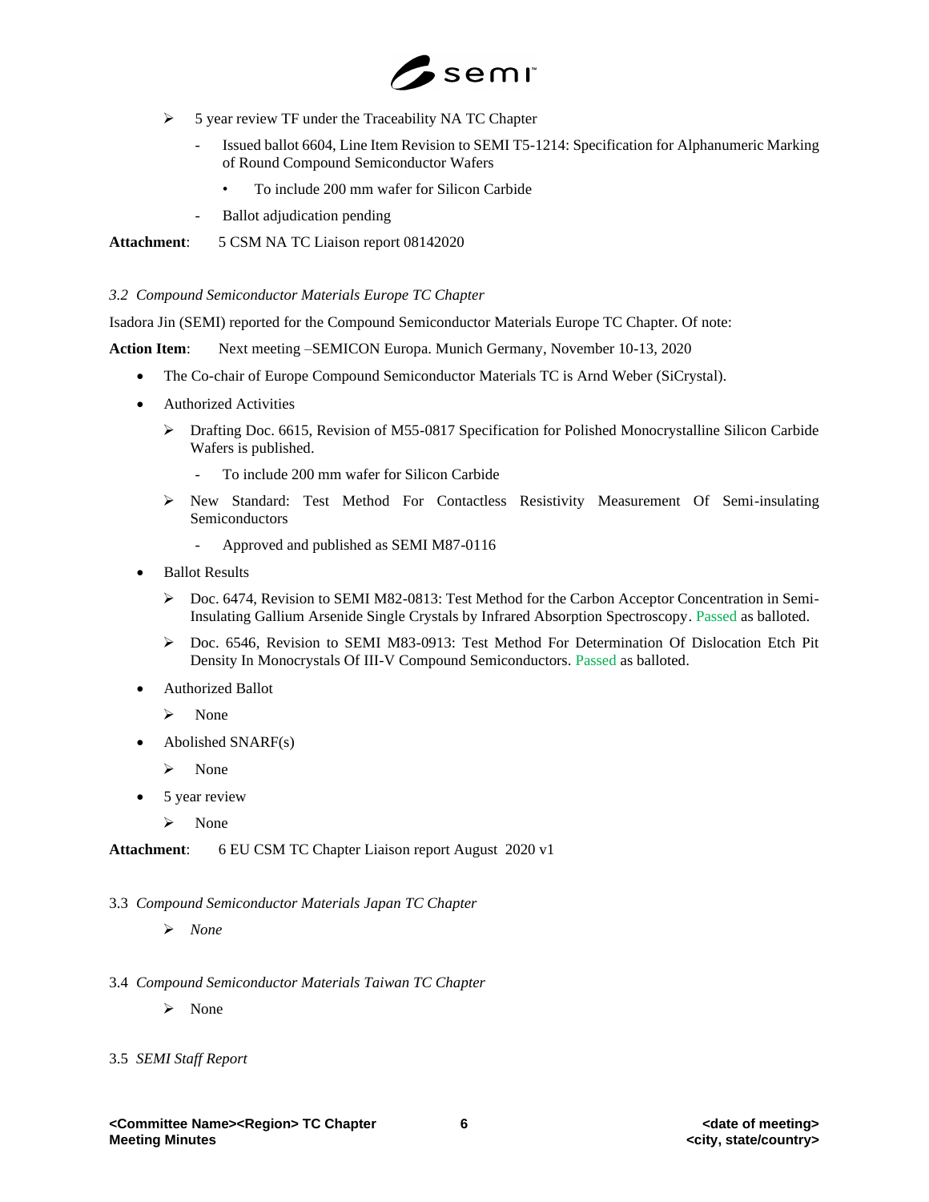- 5 year review TF under the Traceability NA TC Chapter
  - Issued ballot 6604, Line Item Revision to SEMI T5-1214: Specification for Alphanumeric Marking of Round Compound Semiconductor Wafers
    - To include 200 mm wafer for Silicon Carbide
  - Ballot adjudication pending

**Attachment**: 5 CSM NA TC Liaison report 08142020

*3.2 Compound Semiconductor Materials Europe TC Chapter*

Isadora Jin (SEMI) reported for the Compound Semiconductor Materials Europe TC Chapter. Of note:

**Action Item**: Next meeting –SEMICON Europa. Munich Germany, November 10-13, 2020

- The Co-chair of Europe Compound Semiconductor Materials TC is Arnd Weber (SiCrystal).
- Authorized Activities
  - Drafting Doc. 6615, Revision of M55-0817 Specification for Polished Monocrystalline Silicon Carbide Wafers is published.
    - To include 200 mm wafer for Silicon Carbide
  - New Standard: Test Method For Contactless Resistivity Measurement Of Semi-insulating Semiconductors
    - Approved and published as SEMI M87-0116
- Ballot Results
  - Doc. 6474, Revision to SEMI M82-0813: Test Method for the Carbon Acceptor Concentration in Semi-Insulating Gallium Arsenide Single Crystals by Infrared Absorption Spectroscopy. Passed as balloted.
  - Doc. 6546, Revision to SEMI M83-0913: Test Method For Determination Of Dislocation Etch Pit Density In Monocrystals Of III-V Compound Semiconductors. Passed as balloted.
- Authorized Ballot
  - None
- Abolished SNARF(s)
  - None
- 5 year review
  - None

**Attachment**: 6 EU CSM TC Chapter Liaison report August 2020 v1

3.3 *Compound Semiconductor Materials Japan TC Chapter*

- *None*

3.4 *Compound Semiconductor Materials Taiwan TC Chapter*

- None

3.5 *SEMI Staff Report*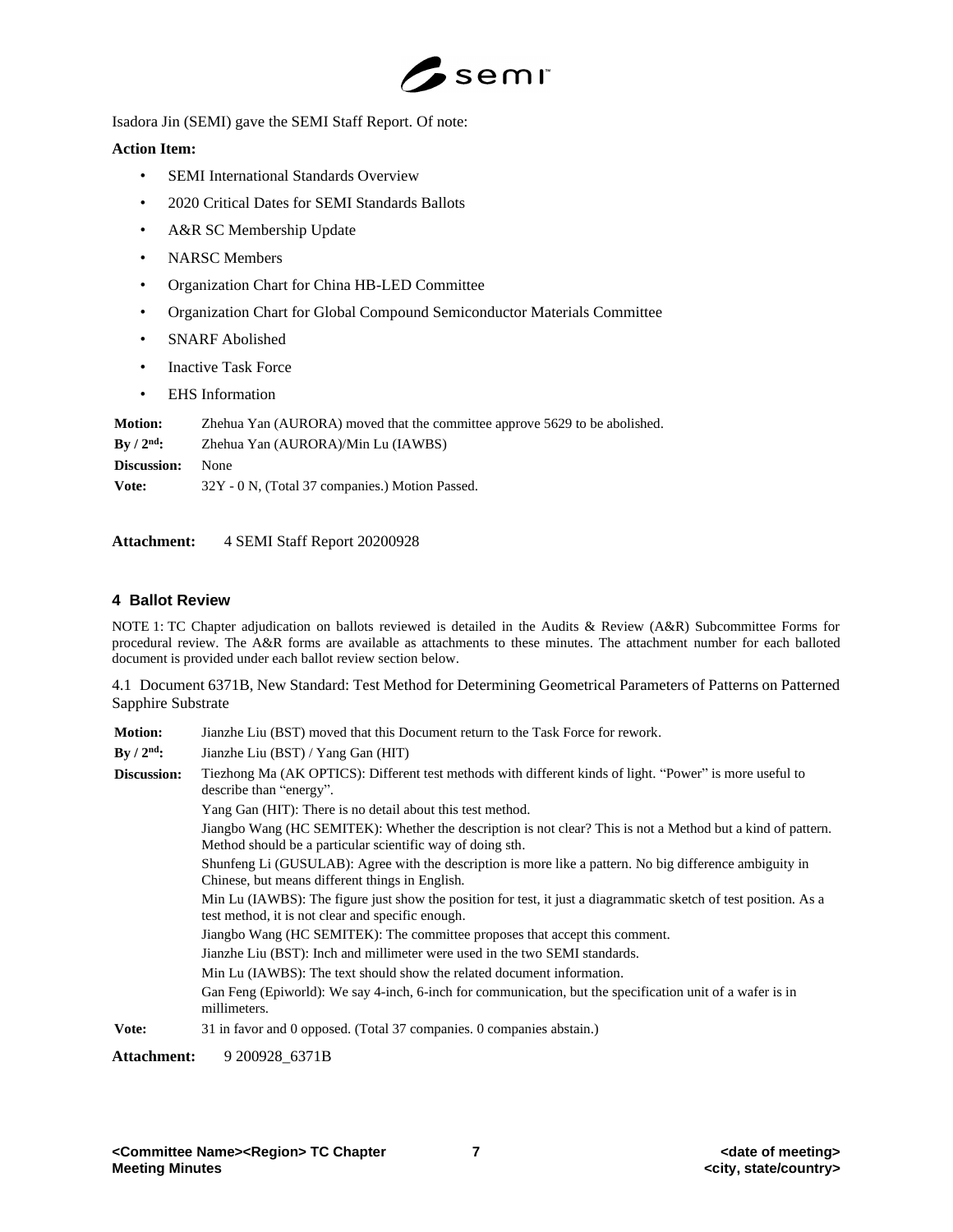Isadora Jin (SEMI) gave the SEMI Staff Report. Of note:

**Action Item:**

- SEMI International Standards Overview
- 2020 Critical Dates for SEMI Standards Ballots
- A&R SC Membership Update
- NARSC Members
- Organization Chart for China HB-LED Committee
- Organization Chart for Global Compound Semiconductor Materials Committee
- SNARF Abolished
- Inactive Task Force
- EHS Information

| | |
|---|---|
| **Motion:** | Zhehua Yan (AURORA) moved that the committee approve 5629 to be abolished. |
| **By / 2nd:** | Zhehua Yan (AURORA)/Min Lu (IAWBS) |
| **Discussion:** | None |
| **Vote:** | 32Y - 0 N, (Total 37 companies.) Motion Passed. |

**Attachment:** 4 SEMI Staff Report 20200928

## 4 Ballot Review

NOTE 1: TC Chapter adjudication on ballots reviewed is detailed in the Audits & Review (A&R) Subcommittee Forms for procedural review. The A&R forms are available as attachments to these minutes. The attachment number for each balloted document is provided under each ballot review section below.

4.1 Document 6371B, New Standard: Test Method for Determining Geometrical Parameters of Patterns on Patterned Sapphire Substrate

| | |
|---|---|
| **Motion:** | Jianzhe Liu (BST) moved that this Document return to the Task Force for rework. |
| **By / 2nd:** | Jianzhe Liu (BST) / Yang Gan (HIT) |
| **Discussion:** | Tiezhong Ma (AK OPTICS): Different test methods with different kinds of light. "Power" is more useful to describe than "energy". |
| | Yang Gan (HIT): There is no detail about this test method. |
| | Jiangbo Wang (HC SEMITEK): Whether the description is not clear? This is not a Method but a kind of pattern. Method should be a particular scientific way of doing sth. |
| | Shunfeng Li (GUSULAB): Agree with the description is more like a pattern. No big difference ambiguity in Chinese, but means different things in English. |
| | Min Lu (IAWBS): The figure just show the position for test, it just a diagrammatic sketch of test position. As a test method, it is not clear and specific enough. |
| | Jiangbo Wang (HC SEMITEK): The committee proposes that accept this comment. |
| | Jianzhe Liu (BST): Inch and millimeter were used in the two SEMI standards. |
| | Min Lu (IAWBS): The text should show the related document information. |
| | Gan Feng (Epiworld): We say 4-inch, 6-inch for communication, but the specification unit of a wafer is in millimeters. |
| **Vote:** | 31 in favor and 0 opposed. (Total 37 companies. 0 companies abstain.) |

**Attachment:** 9 200928_6371B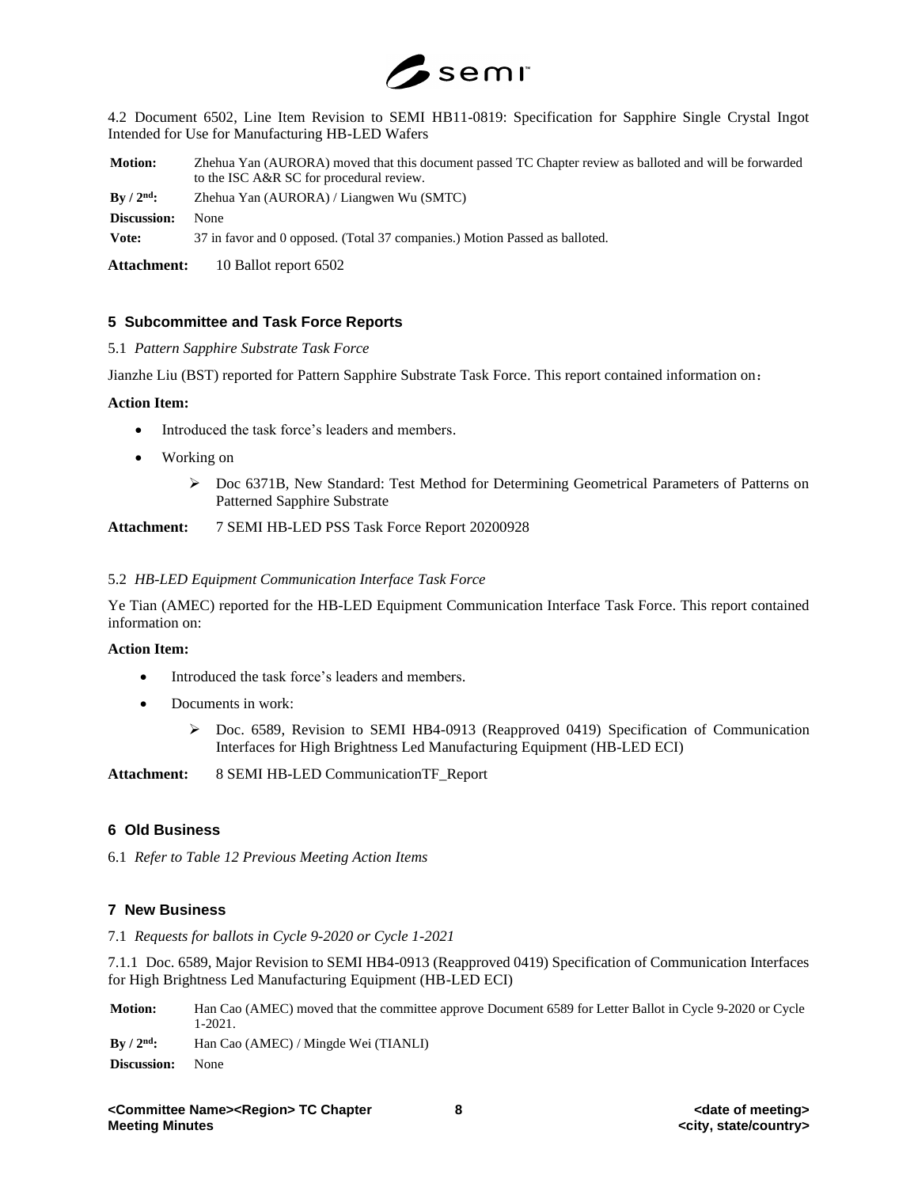4.2 Document 6502, Line Item Revision to SEMI HB11-0819: Specification for Sapphire Single Crystal Ingot Intended for Use for Manufacturing HB-LED Wafers

| | |
|---|---|
| **Motion:** | Zhehua Yan (AURORA) moved that this document passed TC Chapter review as balloted and will be forwarded to the ISC A&R SC for procedural review. |
| **By / 2nd:** | Zhehua Yan (AURORA) / Liangwen Wu (SMTC) |
| **Discussion:** | None |
| **Vote:** | 37 in favor and 0 opposed. (Total 37 companies.) Motion Passed as balloted. |

**Attachment:** 10 Ballot report 6502

## 5 Subcommittee and Task Force Reports

5.1 *Pattern Sapphire Substrate Task Force*

Jianzhe Liu (BST) reported for Pattern Sapphire Substrate Task Force. This report contained information on：

**Action Item:**

- Introduced the task force's leaders and members.
- Working on
  - Doc 6371B, New Standard: Test Method for Determining Geometrical Parameters of Patterns on Patterned Sapphire Substrate

**Attachment:** 7 SEMI HB-LED PSS Task Force Report 20200928

5.2 *HB-LED Equipment Communication Interface Task Force*

Ye Tian (AMEC) reported for the HB-LED Equipment Communication Interface Task Force. This report contained information on:

**Action Item:**

- Introduced the task force's leaders and members.
- Documents in work:
  - Doc. 6589, Revision to SEMI HB4-0913 (Reapproved 0419) Specification of Communication Interfaces for High Brightness Led Manufacturing Equipment (HB-LED ECI)

**Attachment:** 8 SEMI HB-LED CommunicationTF_Report

## 6 Old Business

6.1 *Refer to Table 12 Previous Meeting Action Items*

## 7 New Business

7.1 *Requests for ballots in Cycle 9-2020 or Cycle 1-2021*

7.1.1 Doc. 6589, Major Revision to SEMI HB4-0913 (Reapproved 0419) Specification of Communication Interfaces for High Brightness Led Manufacturing Equipment (HB-LED ECI)

| | |
|---|---|
| **Motion:** | Han Cao (AMEC) moved that the committee approve Document 6589 for Letter Ballot in Cycle 9-2020 or Cycle 1-2021. |
| **By / 2nd:** | Han Cao (AMEC) / Mingde Wei (TIANLI) |
| **Discussion:** | None |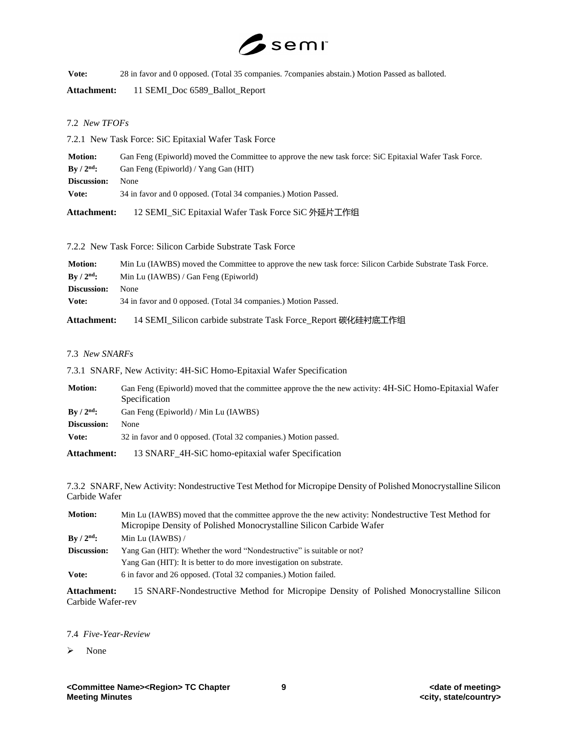| | |
|---|---|
| **Vote:** | 28 in favor and 0 opposed. (Total 35 companies. 7companies abstain.) Motion Passed as balloted. |

**Attachment:** 11 SEMI_Doc 6589_Ballot_Report

7.2 *New TFOFs*

7.2.1 New Task Force: SiC Epitaxial Wafer Task Force

| | |
|---|---|
| **Motion:** | Gan Feng (Epiworld) moved the Committee to approve the new task force: SiC Epitaxial Wafer Task Force. |
| **By / 2nd:** | Gan Feng (Epiworld) / Yang Gan (HIT) |
| **Discussion:** | None |
| **Vote:** | 34 in favor and 0 opposed. (Total 34 companies.) Motion Passed. |

**Attachment:** 12 SEMI_SiC Epitaxial Wafer Task Force SiC 外延片工作组

7.2.2 New Task Force: Silicon Carbide Substrate Task Force

| | |
|---|---|
| **Motion:** | Min Lu (IAWBS) moved the Committee to approve the new task force: Silicon Carbide Substrate Task Force. |
| **By / 2nd:** | Min Lu (IAWBS) / Gan Feng (Epiworld) |
| **Discussion:** | None |
| **Vote:** | 34 in favor and 0 opposed. (Total 34 companies.) Motion Passed. |

**Attachment:** 14 SEMI_Silicon carbide substrate Task Force_Report 碳化硅衬底工作组

7.3 *New SNARFs*

7.3.1 SNARF, New Activity: 4H-SiC Homo-Epitaxial Wafer Specification

| | |
|---|---|
| **Motion:** | Gan Feng (Epiworld) moved that the committee approve the the new activity: 4H-SiC Homo-Epitaxial Wafer Specification |
| **By / 2nd:** | Gan Feng (Epiworld) / Min Lu (IAWBS) |
| **Discussion:** | None |
| **Vote:** | 32 in favor and 0 opposed. (Total 32 companies.) Motion passed. |

**Attachment:** 13 SNARF_4H-SiC homo-epitaxial wafer Specification

7.3.2 SNARF, New Activity: Nondestructive Test Method for Micropipe Density of Polished Monocrystalline Silicon Carbide Wafer

| | |
|---|---|
| **Motion:** | Min Lu (IAWBS) moved that the committee approve the the new activity: Nondestructive Test Method for Micropipe Density of Polished Monocrystalline Silicon Carbide Wafer |
| **By / 2nd:** | Min Lu (IAWBS) / |
| **Discussion:** | Yang Gan (HIT): Whether the word "Nondestructive" is suitable or not?<br>Yang Gan (HIT): It is better to do more investigation on substrate. |
| **Vote:** | 6 in favor and 26 opposed. (Total 32 companies.) Motion failed. |

**Attachment:** 15 SNARF-Nondestructive Method for Micropipe Density of Polished Monocrystalline Silicon Carbide Wafer-rev

7.4 *Five-Year-Review*

- None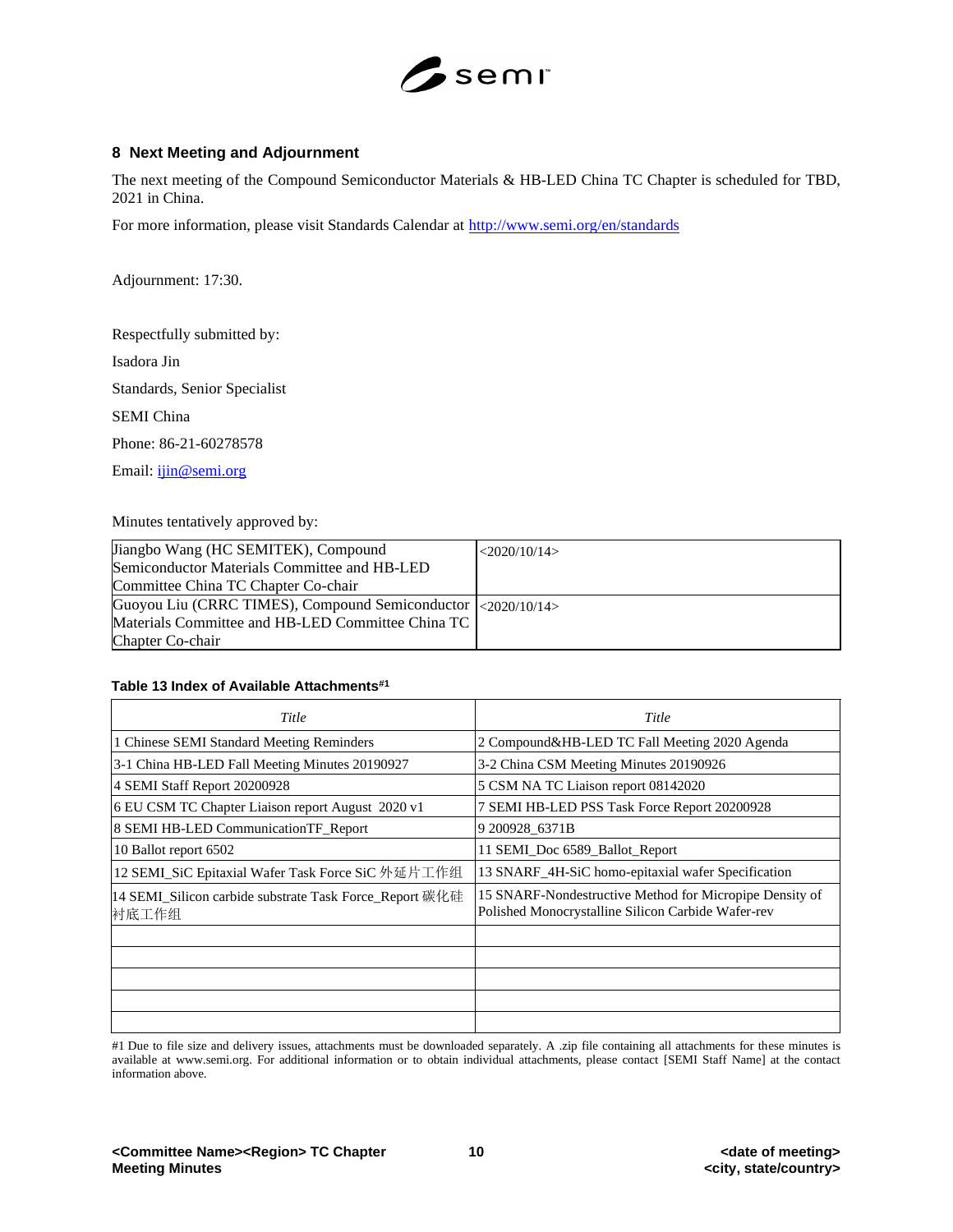## 8 Next Meeting and Adjournment

The next meeting of the Compound Semiconductor Materials & HB-LED China TC Chapter is scheduled for TBD, 2021 in China.

For more information, please visit Standards Calendar at http://www.semi.org/en/standards

Adjournment: 17:30.

Respectfully submitted by:

Isadora Jin

Standards, Senior Specialist

SEMI China

Phone: 86-21-60278578

Email: ijin@semi.org

Minutes tentatively approved by:

| | |
|---|---|
| Jiangbo Wang (HC SEMITEK), Compound Semiconductor Materials Committee and HB-LED Committee China TC Chapter Co-chair | <2020/10/14> |
| Guoyou Liu (CRRC TIMES), Compound Semiconductor Materials Committee and HB-LED Committee China TC Chapter Co-chair | <2020/10/14> |

**Table 13 Index of Available Attachments[#1]**

| *Title* | *Title* |
|---|---|
| 1 Chinese SEMI Standard Meeting Reminders | 2 Compound&HB-LED TC Fall Meeting 2020 Agenda |
| 3-1 China HB-LED Fall Meeting Minutes 20190927 | 3-2 China CSM Meeting Minutes 20190926 |
| 4 SEMI Staff Report 20200928 | 5 CSM NA TC Liaison report 08142020 |
| 6 EU CSM TC Chapter Liaison report August 2020 v1 | 7 SEMI HB-LED PSS Task Force Report 20200928 |
| 8 SEMI HB-LED CommunicationTF_Report | 9 200928_6371B |
| 10 Ballot report 6502 | 11 SEMI_Doc 6589_Ballot_Report |
| 12 SEMI_SiC Epitaxial Wafer Task Force SiC 外延片工作组 | 13 SNARF_4H-SiC homo-epitaxial wafer Specification |
| 14 SEMI_Silicon carbide substrate Task Force_Report 碳化硅衬底工作组 | 15 SNARF-Nondestructive Method for Micropipe Density of Polished Monocrystalline Silicon Carbide Wafer-rev |
| | |
| | |
| | |
| | |
| | |

#1 Due to file size and delivery issues, attachments must be downloaded separately. A .zip file containing all attachments for these minutes is available at www.semi.org. For additional information or to obtain individual attachments, please contact [SEMI Staff Name] at the contact information above.